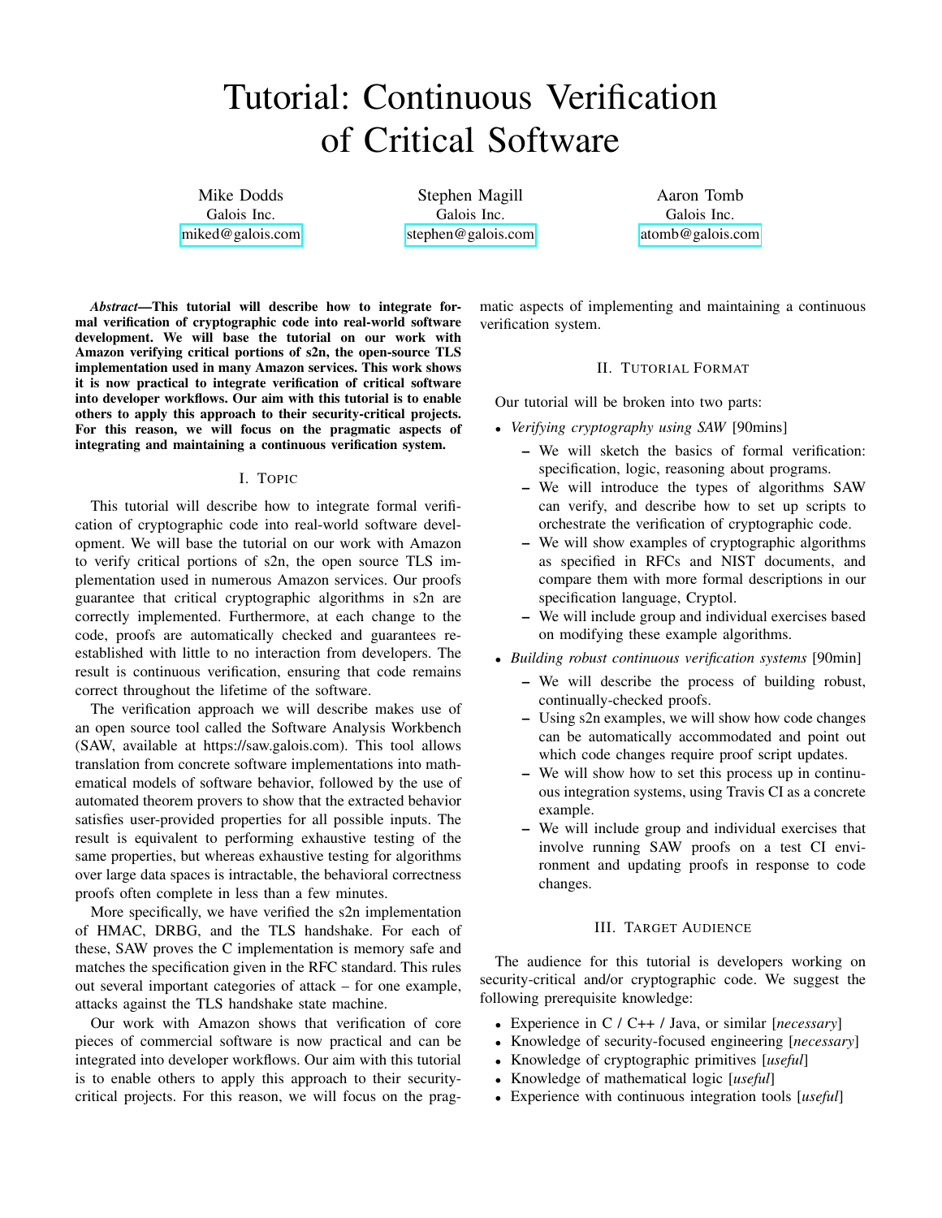# Tutorial: Continuous Verification of Critical Software

Mike Dodds
Galois Inc.
miked@galois.com

Stephen Magill
Galois Inc.
stephen@galois.com

Aaron Tomb
Galois Inc.
atomb@galois.com

***Abstract*—This tutorial will describe how to integrate formal verification of cryptographic code into real-world software development. We will base the tutorial on our work with Amazon verifying critical portions of s2n, the open-source TLS implementation used in many Amazon services. This work shows it is now practical to integrate verification of critical software into developer workflows. Our aim with this tutorial is to enable others to apply this approach to their security-critical projects. For this reason, we will focus on the pragmatic aspects of integrating and maintaining a continuous verification system.**

## I. Topic

This tutorial will describe how to integrate formal verification of cryptographic code into real-world software development. We will base the tutorial on our work with Amazon to verify critical portions of s2n, the open source TLS implementation used in numerous Amazon services. Our proofs guarantee that critical cryptographic algorithms in s2n are correctly implemented. Furthermore, at each change to the code, proofs are automatically checked and guarantees re-established with little to no interaction from developers. The result is continuous verification, ensuring that code remains correct throughout the lifetime of the software.

The verification approach we will describe makes use of an open source tool called the Software Analysis Workbench (SAW, available at https://saw.galois.com). This tool allows translation from concrete software implementations into mathematical models of software behavior, followed by the use of automated theorem provers to show that the extracted behavior satisfies user-provided properties for all possible inputs. The result is equivalent to performing exhaustive testing of the same properties, but whereas exhaustive testing for algorithms over large data spaces is intractable, the behavioral correctness proofs often complete in less than a few minutes.

More specifically, we have verified the s2n implementation of HMAC, DRBG, and the TLS handshake. For each of these, SAW proves the C implementation is memory safe and matches the specification given in the RFC standard. This rules out several important categories of attack – for one example, attacks against the TLS handshake state machine.

Our work with Amazon shows that verification of core pieces of commercial software is now practical and can be integrated into developer workflows. Our aim with this tutorial is to enable others to apply this approach to their security-critical projects. For this reason, we will focus on the pragmatic aspects of implementing and maintaining a continuous verification system.

## II. Tutorial Format

Our tutorial will be broken into two parts:

- *Verifying cryptography using SAW* [90mins]
  - We will sketch the basics of formal verification: specification, logic, reasoning about programs.
  - We will introduce the types of algorithms SAW can verify, and describe how to set up scripts to orchestrate the verification of cryptographic code.
  - We will show examples of cryptographic algorithms as specified in RFCs and NIST documents, and compare them with more formal descriptions in our specification language, Cryptol.
  - We will include group and individual exercises based on modifying these example algorithms.
- *Building robust continuous verification systems* [90min]
  - We will describe the process of building robust, continually-checked proofs.
  - Using s2n examples, we will show how code changes can be automatically accommodated and point out which code changes require proof script updates.
  - We will show how to set this process up in continuous integration systems, using Travis CI as a concrete example.
  - We will include group and individual exercises that involve running SAW proofs on a test CI environment and updating proofs in response to code changes.

## III. Target Audience

The audience for this tutorial is developers working on security-critical and/or cryptographic code. We suggest the following prerequisite knowledge:

- Experience in C / C++ / Java, or similar [*necessary*]
- Knowledge of security-focused engineering [*necessary*]
- Knowledge of cryptographic primitives [*useful*]
- Knowledge of mathematical logic [*useful*]
- Experience with continuous integration tools [*useful*]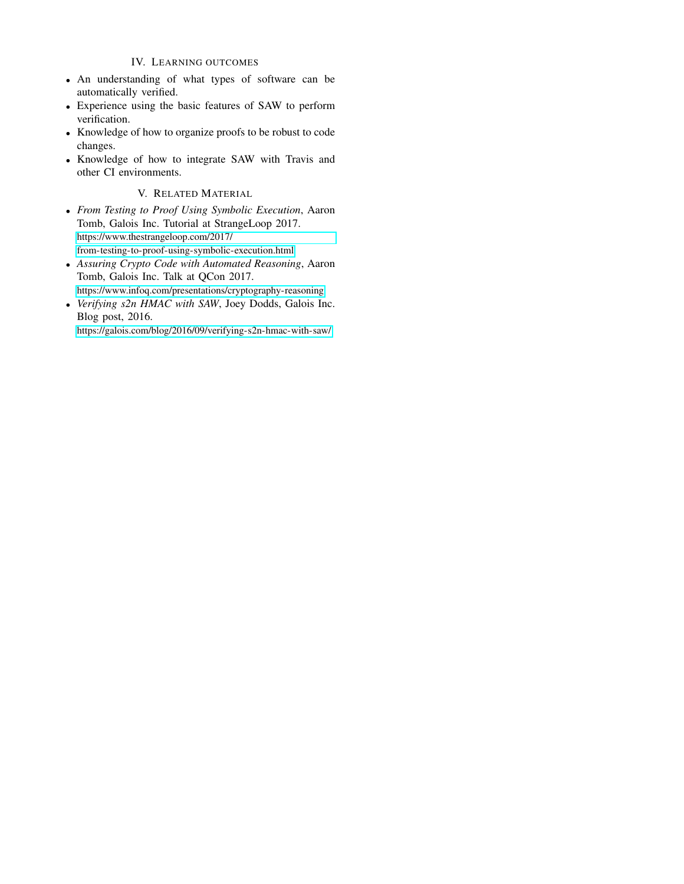## IV. Learning outcomes

- An understanding of what types of software can be automatically verified.
- Experience using the basic features of SAW to perform verification.
- Knowledge of how to organize proofs to be robust to code changes.
- Knowledge of how to integrate SAW with Travis and other CI environments.

## V. Related Material

- *From Testing to Proof Using Symbolic Execution*, Aaron Tomb, Galois Inc. Tutorial at StrangeLoop 2017. https://www.thestrangeloop.com/2017/from-testing-to-proof-using-symbolic-execution.html
- *Assuring Crypto Code with Automated Reasoning*, Aaron Tomb, Galois Inc. Talk at QCon 2017. https://www.infoq.com/presentations/cryptography-reasoning
- *Verifying s2n HMAC with SAW*, Joey Dodds, Galois Inc. Blog post, 2016. https://galois.com/blog/2016/09/verifying-s2n-hmac-with-saw/